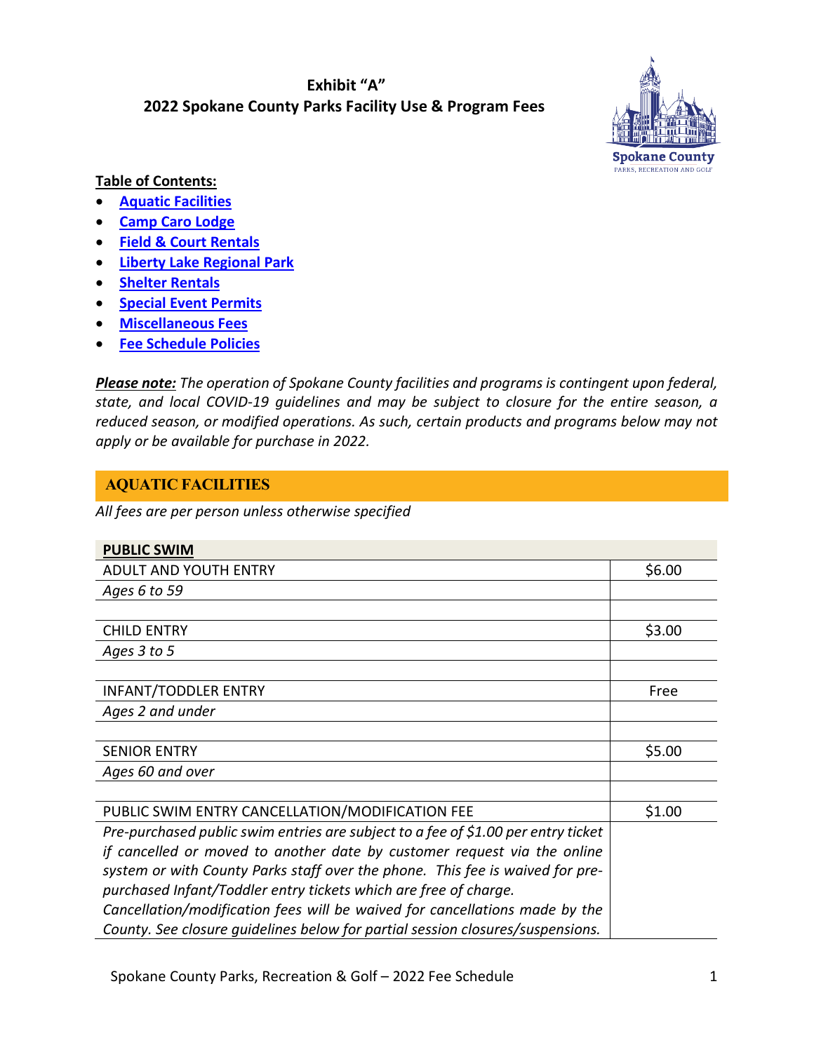# Exhibit "A"
## 2022 Spokane County Parks Facility Use & Program Fees

**Table of Contents:**

- **Aquatic Facilities**
- **Camp Caro Lodge**
- **Field & Court Rentals**
- **Liberty Lake Regional Park**
- **Shelter Rentals**
- **Special Event Permits**
- **Miscellaneous Fees**
- **Fee Schedule Policies**

***Please note:*** *The operation of Spokane County facilities and programs is contingent upon federal, state, and local COVID-19 guidelines and may be subject to closure for the entire season, a reduced season, or modified operations. As such, certain products and programs below may not apply or be available for purchase in 2022.*

## AQUATIC FACILITIES

*All fees are per person unless otherwise specified*

| **PUBLIC SWIM** | |
|---|---|
| ADULT AND YOUTH ENTRY | $6.00 |
| *Ages 6 to 59* | |
| | |
| CHILD ENTRY | $3.00 |
| *Ages 3 to 5* | |
| | |
| INFANT/TODDLER ENTRY | Free |
| *Ages 2 and under* | |
| | |
| SENIOR ENTRY | $5.00 |
| *Ages 60 and over* | |
| | |
| PUBLIC SWIM ENTRY CANCELLATION/MODIFICATION FEE | $1.00 |
| *Pre-purchased public swim entries are subject to a fee of $1.00 per entry ticket if cancelled or moved to another date by customer request via the online system or with County Parks staff over the phone. This fee is waived for pre-purchased Infant/Toddler entry tickets which are free of charge. Cancellation/modification fees will be waived for cancellations made by the County. See closure guidelines below for partial session closures/suspensions.* | |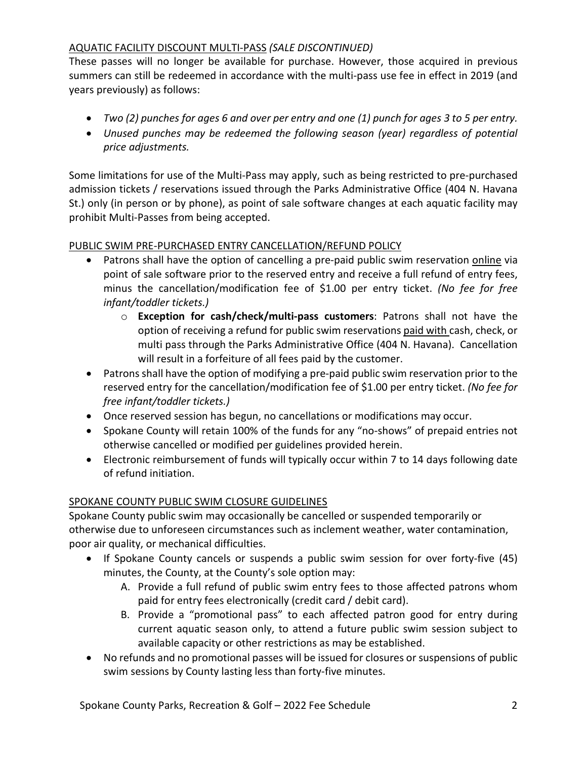## AQUATIC FACILITY DISCOUNT MULTI-PASS *(SALE DISCONTINUED)*

These passes will no longer be available for purchase. However, those acquired in previous summers can still be redeemed in accordance with the multi-pass use fee in effect in 2019 (and years previously) as follows:

- *Two (2) punches for ages 6 and over per entry and one (1) punch for ages 3 to 5 per entry.*
- *Unused punches may be redeemed the following season (year) regardless of potential price adjustments.*

Some limitations for use of the Multi-Pass may apply, such as being restricted to pre-purchased admission tickets / reservations issued through the Parks Administrative Office (404 N. Havana St.) only (in person or by phone), as point of sale software changes at each aquatic facility may prohibit Multi-Passes from being accepted.

## PUBLIC SWIM PRE-PURCHASED ENTRY CANCELLATION/REFUND POLICY

- Patrons shall have the option of cancelling a pre-paid public swim reservation online via point of sale software prior to the reserved entry and receive a full refund of entry fees, minus the cancellation/modification fee of $1.00 per entry ticket. *(No fee for free infant/toddler tickets.)*
  - **Exception for cash/check/multi-pass customers**: Patrons shall not have the option of receiving a refund for public swim reservations paid with cash, check, or multi pass through the Parks Administrative Office (404 N. Havana). Cancellation will result in a forfeiture of all fees paid by the customer.
- Patrons shall have the option of modifying a pre-paid public swim reservation prior to the reserved entry for the cancellation/modification fee of $1.00 per entry ticket. *(No fee for free infant/toddler tickets.)*
- Once reserved session has begun, no cancellations or modifications may occur.
- Spokane County will retain 100% of the funds for any "no-shows" of prepaid entries not otherwise cancelled or modified per guidelines provided herein.
- Electronic reimbursement of funds will typically occur within 7 to 14 days following date of refund initiation.

## SPOKANE COUNTY PUBLIC SWIM CLOSURE GUIDELINES

Spokane County public swim may occasionally be cancelled or suspended temporarily or otherwise due to unforeseen circumstances such as inclement weather, water contamination, poor air quality, or mechanical difficulties.

- If Spokane County cancels or suspends a public swim session for over forty-five (45) minutes, the County, at the County's sole option may:
  - A. Provide a full refund of public swim entry fees to those affected patrons whom paid for entry fees electronically (credit card / debit card).
  - B. Provide a "promotional pass" to each affected patron good for entry during current aquatic season only, to attend a future public swim session subject to available capacity or other restrictions as may be established.
- No refunds and no promotional passes will be issued for closures or suspensions of public swim sessions by County lasting less than forty-five minutes.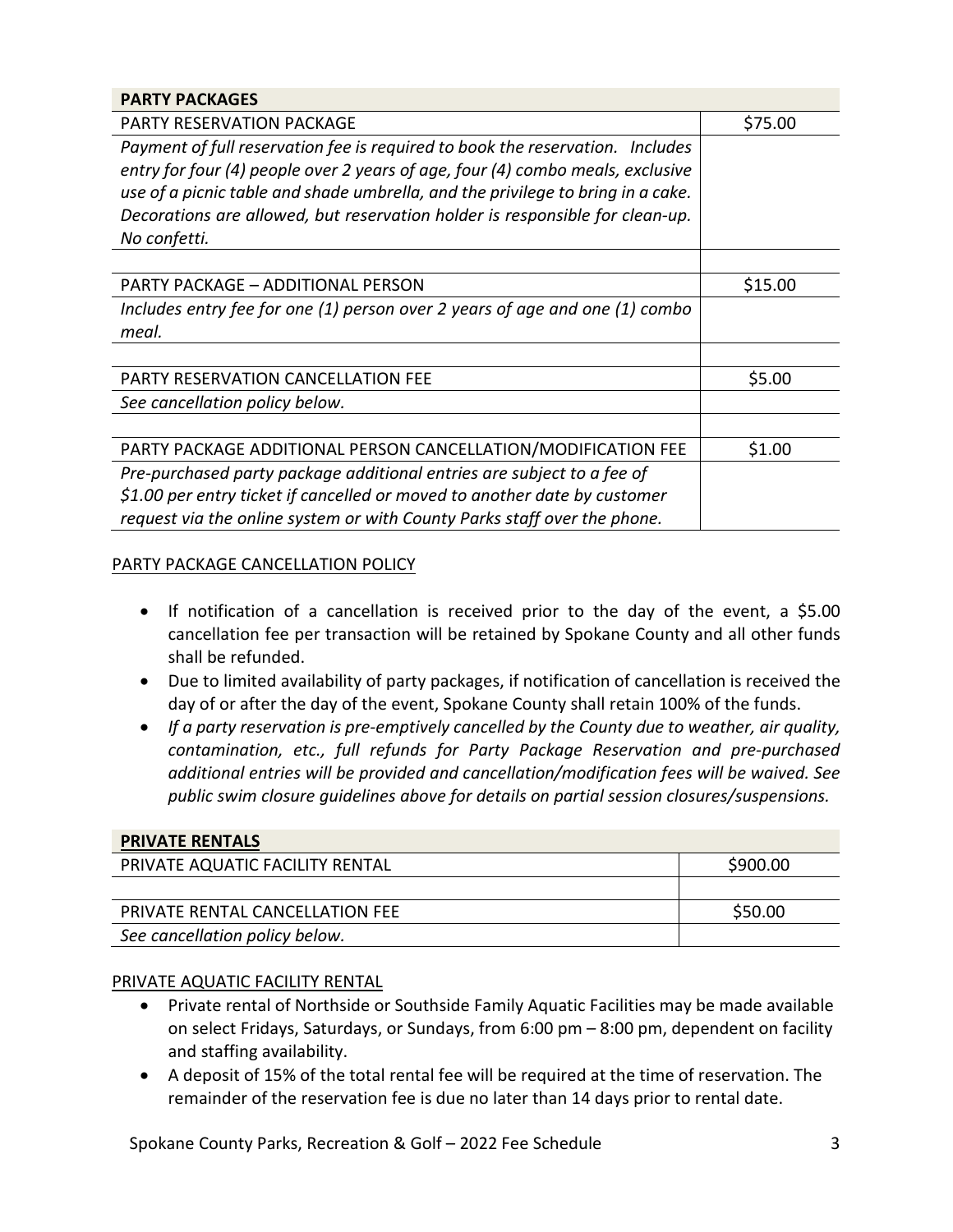| PARTY PACKAGES | |
|---|---|
| PARTY RESERVATION PACKAGE | $75.00 |
| *Payment of full reservation fee is required to book the reservation. Includes entry for four (4) people over 2 years of age, four (4) combo meals, exclusive use of a picnic table and shade umbrella, and the privilege to bring in a cake. Decorations are allowed, but reservation holder is responsible for clean-up. No confetti.* | |
| | |
| PARTY PACKAGE – ADDITIONAL PERSON | $15.00 |
| *Includes entry fee for one (1) person over 2 years of age and one (1) combo meal.* | |
| | |
| PARTY RESERVATION CANCELLATION FEE | $5.00 |
| *See cancellation policy below.* | |
| | |
| PARTY PACKAGE ADDITIONAL PERSON CANCELLATION/MODIFICATION FEE | $1.00 |
| *Pre-purchased party package additional entries are subject to a fee of $1.00 per entry ticket if cancelled or moved to another date by customer request via the online system or with County Parks staff over the phone.* | |

PARTY PACKAGE CANCELLATION POLICY

- If notification of a cancellation is received prior to the day of the event, a $5.00 cancellation fee per transaction will be retained by Spokane County and all other funds shall be refunded.
- Due to limited availability of party packages, if notification of cancellation is received the day of or after the day of the event, Spokane County shall retain 100% of the funds.
- *If a party reservation is pre-emptively cancelled by the County due to weather, air quality, contamination, etc., full refunds for Party Package Reservation and pre-purchased additional entries will be provided and cancellation/modification fees will be waived. See public swim closure guidelines above for details on partial session closures/suspensions.*

| PRIVATE RENTALS | |
|---|---|
| PRIVATE AQUATIC FACILITY RENTAL | $900.00 |
| | |
| PRIVATE RENTAL CANCELLATION FEE | $50.00 |
| *See cancellation policy below.* | |

PRIVATE AQUATIC FACILITY RENTAL

- Private rental of Northside or Southside Family Aquatic Facilities may be made available on select Fridays, Saturdays, or Sundays, from 6:00 pm – 8:00 pm, dependent on facility and staffing availability.
- A deposit of 15% of the total rental fee will be required at the time of reservation. The remainder of the reservation fee is due no later than 14 days prior to rental date.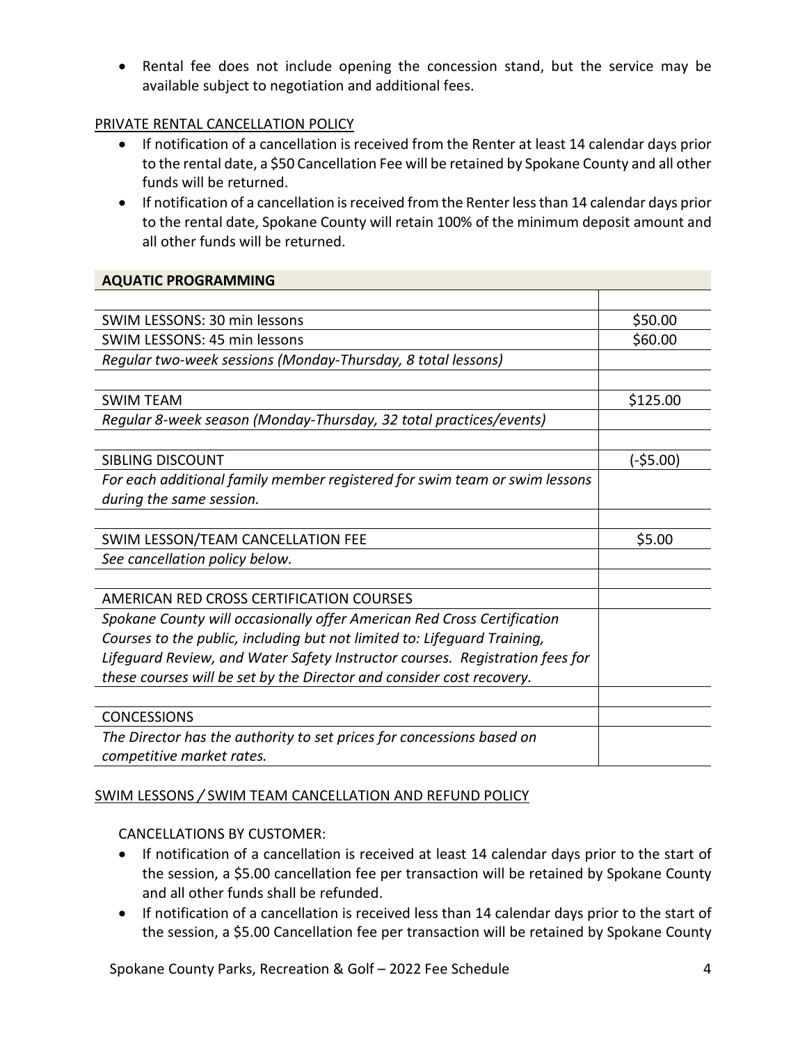- Rental fee does not include opening the concession stand, but the service may be available subject to negotiation and additional fees.

PRIVATE RENTAL CANCELLATION POLICY

- If notification of a cancellation is received from the Renter at least 14 calendar days prior to the rental date, a $50 Cancellation Fee will be retained by Spokane County and all other funds will be returned.
- If notification of a cancellation is received from the Renter less than 14 calendar days prior to the rental date, Spokane County will retain 100% of the minimum deposit amount and all other funds will be returned.

| **AQUATIC PROGRAMMING** | |
|---|---|
| | |
| SWIM LESSONS: 30 min lessons | $50.00 |
| SWIM LESSONS: 45 min lessons | $60.00 |
| *Regular two-week sessions (Monday-Thursday, 8 total lessons)* | |
| | |
| SWIM TEAM | $125.00 |
| *Regular 8-week season (Monday-Thursday, 32 total practices/events)* | |
| | |
| SIBLING DISCOUNT | (-$5.00) |
| *For each additional family member registered for swim team or swim lessons during the same session.* | |
| | |
| SWIM LESSON/TEAM CANCELLATION FEE | $5.00 |
| *See cancellation policy below.* | |
| | |
| AMERICAN RED CROSS CERTIFICATION COURSES | |
| *Spokane County will occasionally offer American Red Cross Certification Courses to the public, including but not limited to: Lifeguard Training, Lifeguard Review, and Water Safety Instructor courses. Registration fees for these courses will be set by the Director and consider cost recovery.* | |
| | |
| CONCESSIONS | |
| *The Director has the authority to set prices for concessions based on competitive market rates.* | |

SWIM LESSONS / SWIM TEAM CANCELLATION AND REFUND POLICY

CANCELLATIONS BY CUSTOMER:

- If notification of a cancellation is received at least 14 calendar days prior to the start of the session, a $5.00 cancellation fee per transaction will be retained by Spokane County and all other funds shall be refunded.
- If notification of a cancellation is received less than 14 calendar days prior to the start of the session, a $5.00 Cancellation fee per transaction will be retained by Spokane County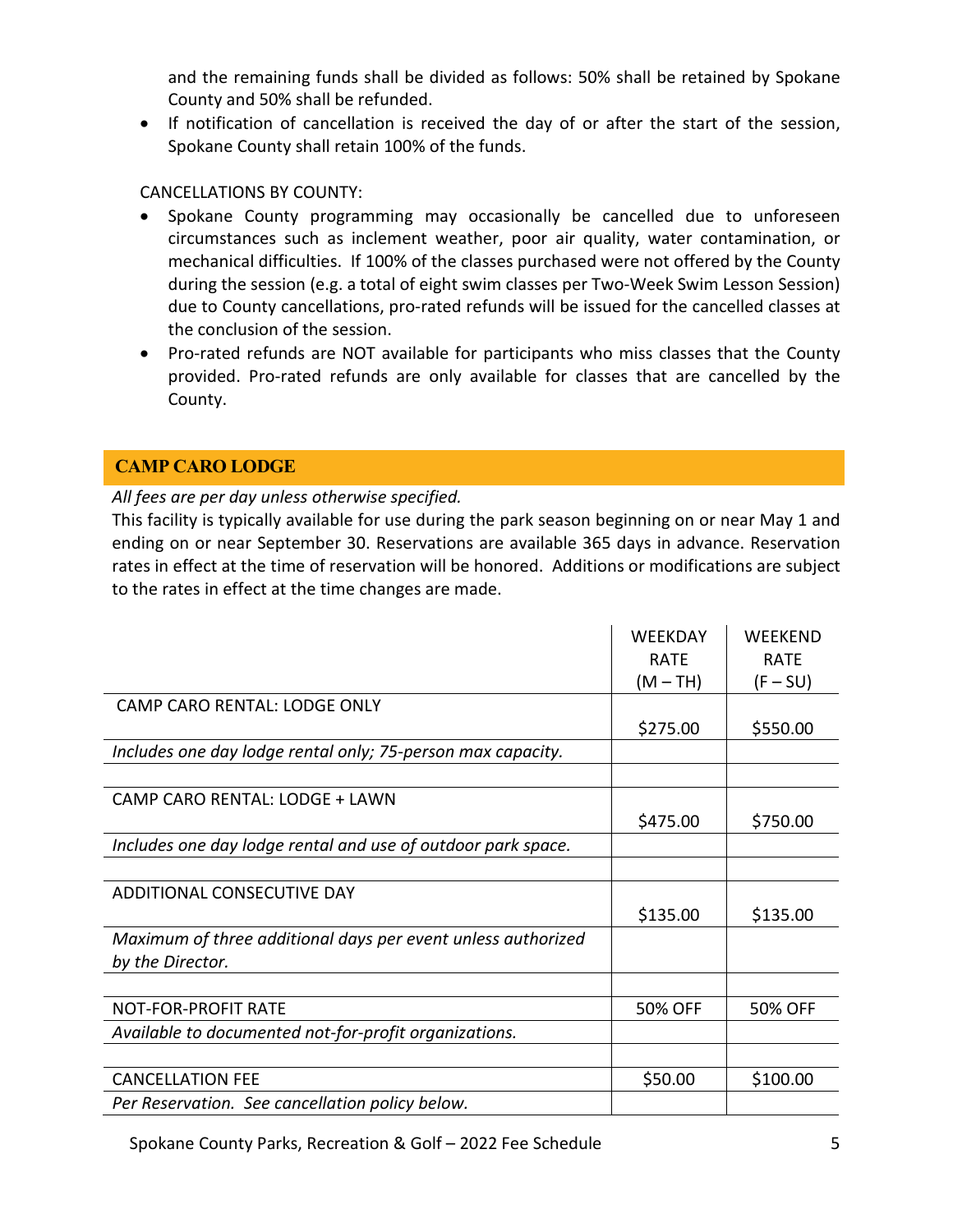and the remaining funds shall be divided as follows: 50% shall be retained by Spokane County and 50% shall be refunded.

- If notification of cancellation is received the day of or after the start of the session, Spokane County shall retain 100% of the funds.

CANCELLATIONS BY COUNTY:

- Spokane County programming may occasionally be cancelled due to unforeseen circumstances such as inclement weather, poor air quality, water contamination, or mechanical difficulties. If 100% of the classes purchased were not offered by the County during the session (e.g. a total of eight swim classes per Two-Week Swim Lesson Session) due to County cancellations, pro-rated refunds will be issued for the cancelled classes at the conclusion of the session.
- Pro-rated refunds are NOT available for participants who miss classes that the County provided. Pro-rated refunds are only available for classes that are cancelled by the County.

## CAMP CARO LODGE

*All fees are per day unless otherwise specified.*

This facility is typically available for use during the park season beginning on or near May 1 and ending on or near September 30. Reservations are available 365 days in advance. Reservation rates in effect at the time of reservation will be honored. Additions or modifications are subject to the rates in effect at the time changes are made.

| | WEEKDAY RATE (M – TH) | WEEKEND RATE (F – SU) |
|---|---|---|
| CAMP CARO RENTAL: LODGE ONLY | $275.00 | $550.00 |
| *Includes one day lodge rental only; 75-person max capacity.* | | |
| | | |
| CAMP CARO RENTAL: LODGE + LAWN | $475.00 | $750.00 |
| *Includes one day lodge rental and use of outdoor park space.* | | |
| | | |
| ADDITIONAL CONSECUTIVE DAY | $135.00 | $135.00 |
| *Maximum of three additional days per event unless authorized by the Director.* | | |
| | | |
| NOT-FOR-PROFIT RATE | 50% OFF | 50% OFF |
| *Available to documented not-for-profit organizations.* | | |
| | | |
| CANCELLATION FEE | $50.00 | $100.00 |
| *Per Reservation. See cancellation policy below.* | | |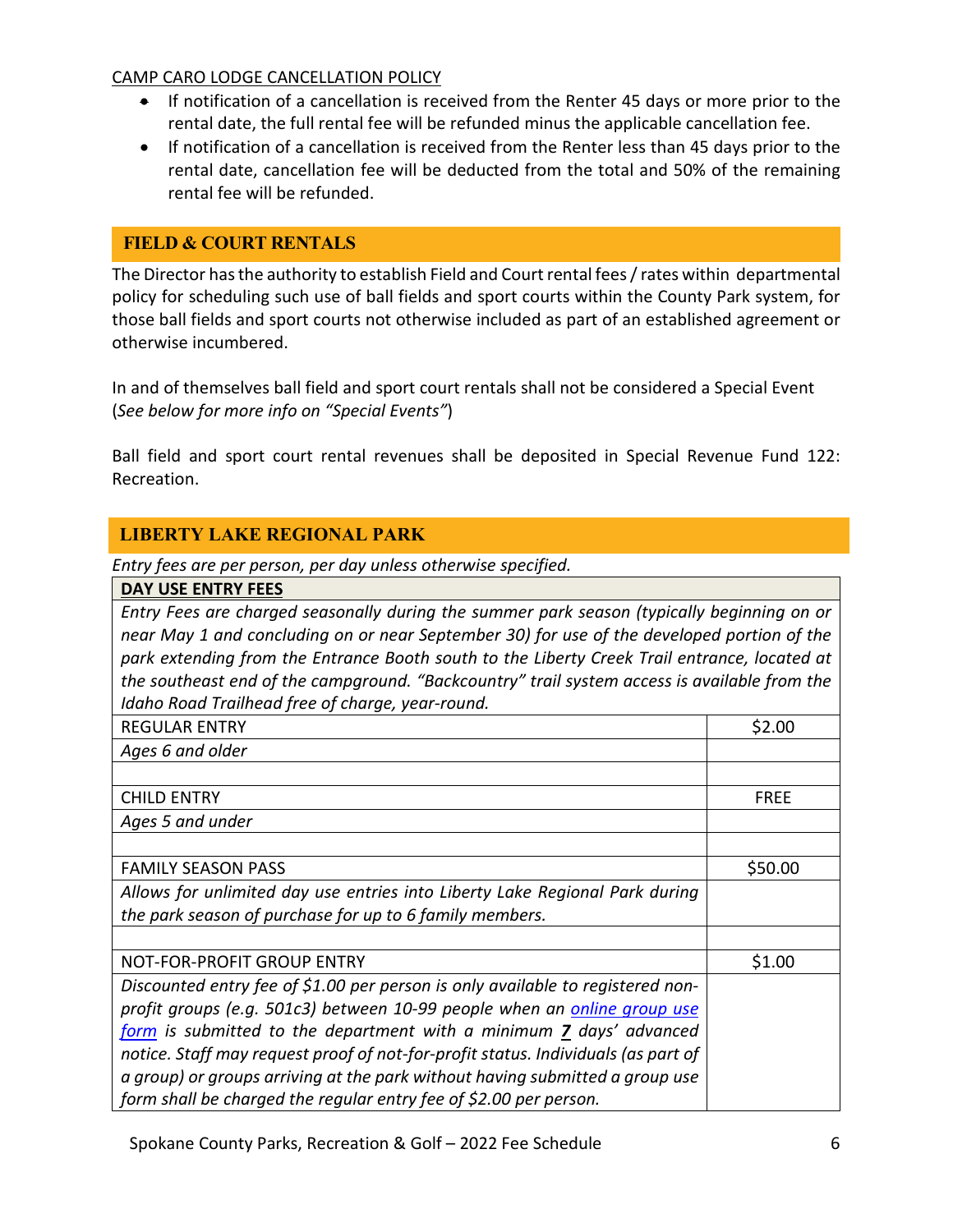CAMP CARO LODGE CANCELLATION POLICY

- If notification of a cancellation is received from the Renter 45 days or more prior to the rental date, the full rental fee will be refunded minus the applicable cancellation fee.
- If notification of a cancellation is received from the Renter less than 45 days prior to the rental date, cancellation fee will be deducted from the total and 50% of the remaining rental fee will be refunded.

## FIELD & COURT RENTALS

The Director has the authority to establish Field and Court rental fees / rates within departmental policy for scheduling such use of ball fields and sport courts within the County Park system, for those ball fields and sport courts not otherwise included as part of an established agreement or otherwise incumbered.

In and of themselves ball field and sport court rentals shall not be considered a Special Event (*See below for more info on "Special Events"*)

Ball field and sport court rental revenues shall be deposited in Special Revenue Fund 122: Recreation.

## LIBERTY LAKE REGIONAL PARK

*Entry fees are per person, per day unless otherwise specified.*

| **DAY USE ENTRY FEES** | |
|---|---|
| *Entry Fees are charged seasonally during the summer park season (typically beginning on or near May 1 and concluding on or near September 30) for use of the developed portion of the park extending from the Entrance Booth south to the Liberty Creek Trail entrance, located at the southeast end of the campground. "Backcountry" trail system access is available from the Idaho Road Trailhead free of charge, year-round.* | |
| REGULAR ENTRY | $2.00 |
| *Ages 6 and older* | |
| | |
| CHILD ENTRY | FREE |
| *Ages 5 and under* | |
| | |
| FAMILY SEASON PASS | $50.00 |
| *Allows for unlimited day use entries into Liberty Lake Regional Park during the park season of purchase for up to 6 family members.* | |
| | |
| NOT-FOR-PROFIT GROUP ENTRY | $1.00 |
| *Discounted entry fee of $1.00 per person is only available to registered non-profit groups (e.g. 501c3) between 10-99 people when an online group use form is submitted to the department with a minimum **7** days' advanced notice. Staff may request proof of not-for-profit status. Individuals (as part of a group) or groups arriving at the park without having submitted a group use form shall be charged the regular entry fee of $2.00 per person.* | |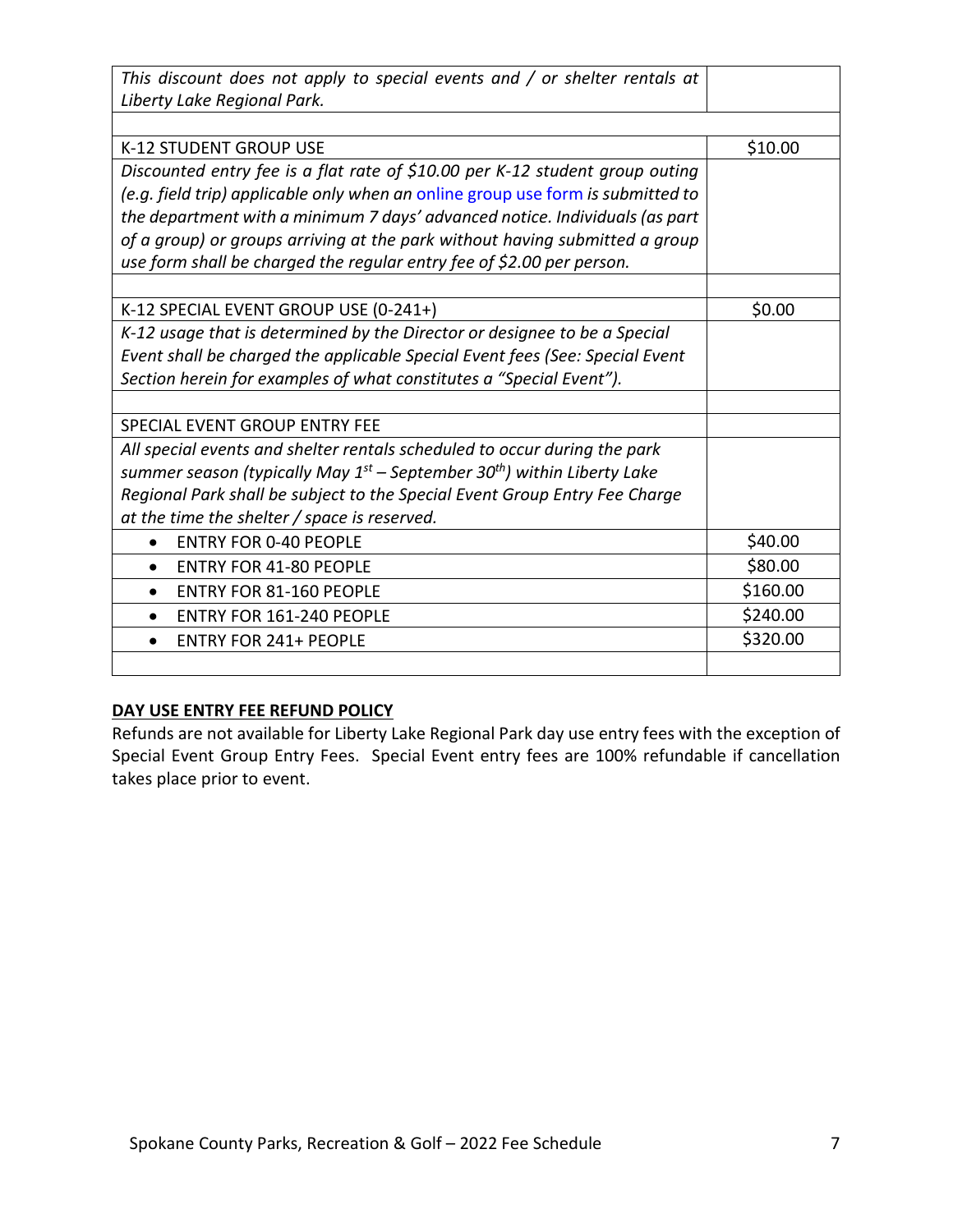| | |
|---|---|
| *This discount does not apply to special events and / or shelter rentals at Liberty Lake Regional Park.* | |
| | |
| K-12 STUDENT GROUP USE | $10.00 |
| *Discounted entry fee is a flat rate of $10.00 per K-12 student group outing (e.g. field trip) applicable only when an online group use form is submitted to the department with a minimum 7 days' advanced notice. Individuals (as part of a group) or groups arriving at the park without having submitted a group use form shall be charged the regular entry fee of $2.00 per person.* | |
| | |
| K-12 SPECIAL EVENT GROUP USE (0-241+) | $0.00 |
| *K-12 usage that is determined by the Director or designee to be a Special Event shall be charged the applicable Special Event fees (See: Special Event Section herein for examples of what constitutes a "Special Event").* | |
| | |
| SPECIAL EVENT GROUP ENTRY FEE | |
| *All special events and shelter rentals scheduled to occur during the park summer season (typically May 1st – September 30th) within Liberty Lake Regional Park shall be subject to the Special Event Group Entry Fee Charge at the time the shelter / space is reserved.* | |
| • ENTRY FOR 0-40 PEOPLE | $40.00 |
| • ENTRY FOR 41-80 PEOPLE | $80.00 |
| • ENTRY FOR 81-160 PEOPLE | $160.00 |
| • ENTRY FOR 161-240 PEOPLE | $240.00 |
| • ENTRY FOR 241+ PEOPLE | $320.00 |
| | |

**DAY USE ENTRY FEE REFUND POLICY**

Refunds are not available for Liberty Lake Regional Park day use entry fees with the exception of Special Event Group Entry Fees. Special Event entry fees are 100% refundable if cancellation takes place prior to event.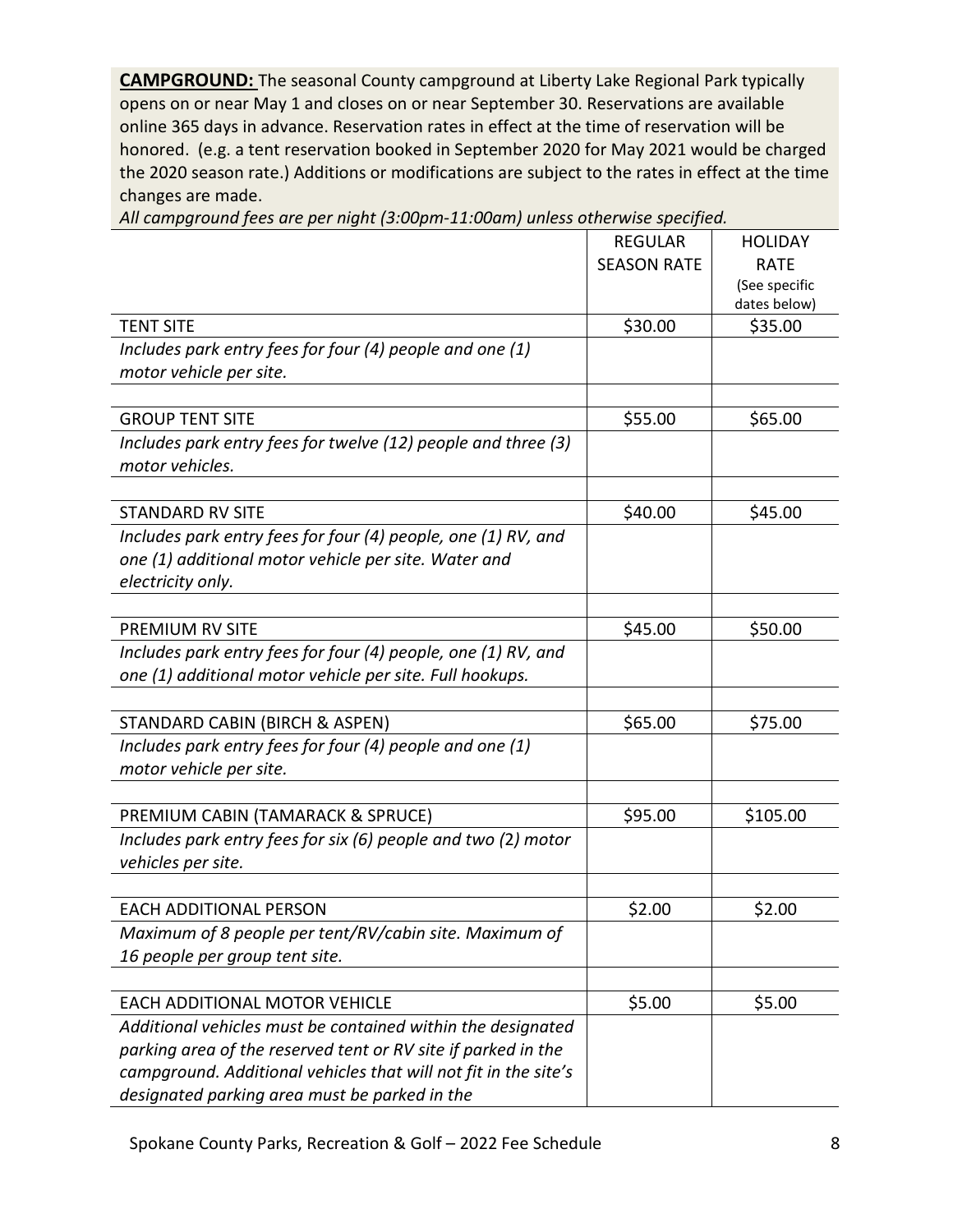**CAMPGROUND:** The seasonal County campground at Liberty Lake Regional Park typically opens on or near May 1 and closes on or near September 30. Reservations are available online 365 days in advance. Reservation rates in effect at the time of reservation will be honored. (e.g. a tent reservation booked in September 2020 for May 2021 would be charged the 2020 season rate.) Additions or modifications are subject to the rates in effect at the time changes are made.

*All campground fees are per night (3:00pm-11:00am) unless otherwise specified.*

| | REGULAR SEASON RATE | HOLIDAY RATE (See specific dates below) |
|---|---|---|
| TENT SITE | \$30.00 | \$35.00 |
| *Includes park entry fees for four (4) people and one (1) motor vehicle per site.* | | |
| | | |
| GROUP TENT SITE | \$55.00 | \$65.00 |
| *Includes park entry fees for twelve (12) people and three (3) motor vehicles.* | | |
| | | |
| STANDARD RV SITE | \$40.00 | \$45.00 |
| *Includes park entry fees for four (4) people, one (1) RV, and one (1) additional motor vehicle per site. Water and electricity only.* | | |
| | | |
| PREMIUM RV SITE | \$45.00 | \$50.00 |
| *Includes park entry fees for four (4) people, one (1) RV, and one (1) additional motor vehicle per site. Full hookups.* | | |
| | | |
| STANDARD CABIN (BIRCH & ASPEN) | \$65.00 | \$75.00 |
| *Includes park entry fees for four (4) people and one (1) motor vehicle per site.* | | |
| | | |
| PREMIUM CABIN (TAMARACK & SPRUCE) | \$95.00 | \$105.00 |
| *Includes park entry fees for six (6) people and two (2) motor vehicles per site.* | | |
| | | |
| EACH ADDITIONAL PERSON | \$2.00 | \$2.00 |
| *Maximum of 8 people per tent/RV/cabin site. Maximum of 16 people per group tent site.* | | |
| | | |
| EACH ADDITIONAL MOTOR VEHICLE | \$5.00 | \$5.00 |
| *Additional vehicles must be contained within the designated parking area of the reserved tent or RV site if parked in the campground. Additional vehicles that will not fit in the site's designated parking area must be parked in the* | | |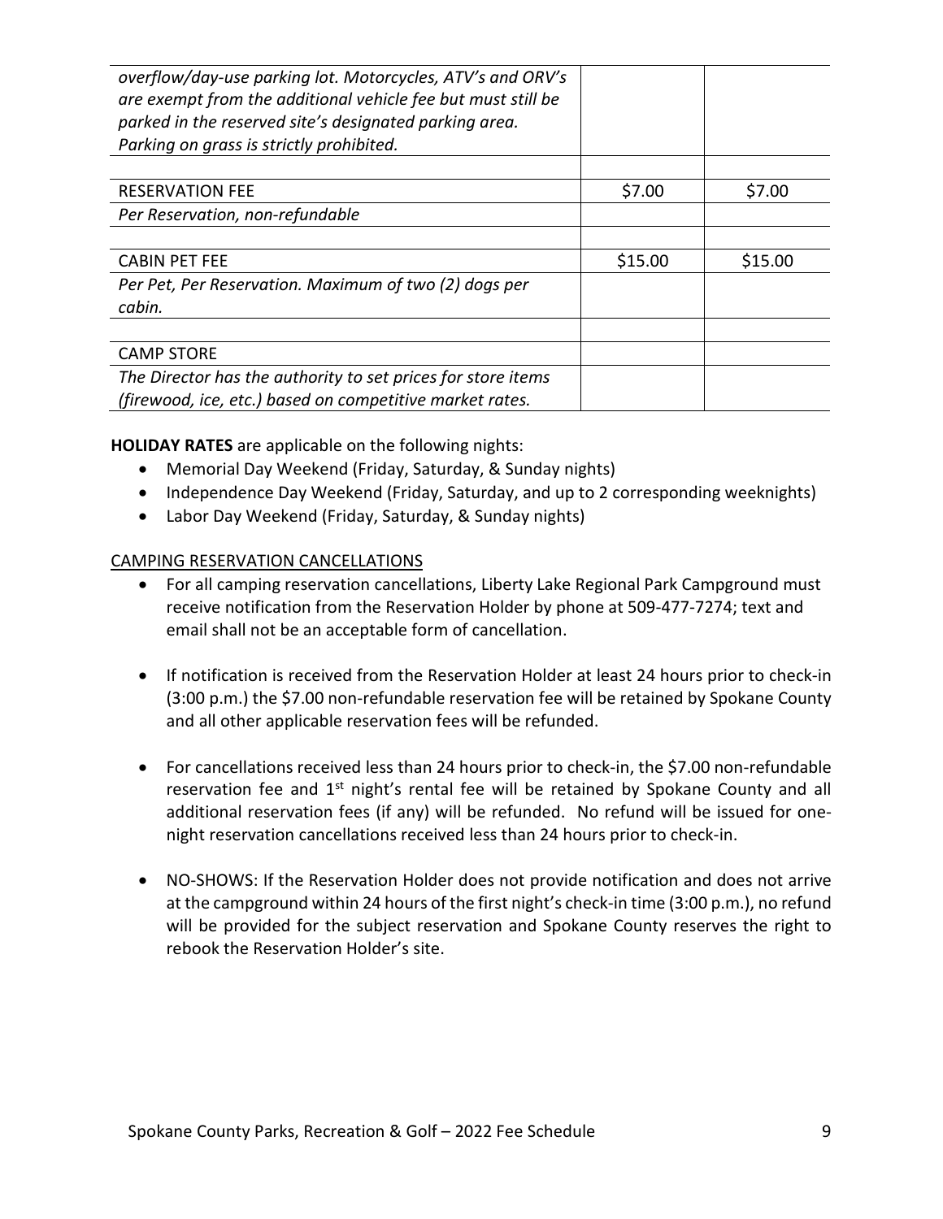| | | |
|---|---|---|
| *overflow/day-use parking lot. Motorcycles, ATV's and ORV's are exempt from the additional vehicle fee but must still be parked in the reserved site's designated parking area. Parking on grass is strictly prohibited.* | | |
| | | |
| RESERVATION FEE | $7.00 | $7.00 |
| *Per Reservation, non-refundable* | | |
| | | |
| CABIN PET FEE | $15.00 | $15.00 |
| *Per Pet, Per Reservation. Maximum of two (2) dogs per cabin.* | | |
| | | |
| CAMP STORE | | |
| *The Director has the authority to set prices for store items (firewood, ice, etc.) based on competitive market rates.* | | |

**HOLIDAY RATES** are applicable on the following nights:

- Memorial Day Weekend (Friday, Saturday, & Sunday nights)
- Independence Day Weekend (Friday, Saturday, and up to 2 corresponding weeknights)
- Labor Day Weekend (Friday, Saturday, & Sunday nights)

CAMPING RESERVATION CANCELLATIONS

- For all camping reservation cancellations, Liberty Lake Regional Park Campground must receive notification from the Reservation Holder by phone at 509-477-7274; text and email shall not be an acceptable form of cancellation.

- If notification is received from the Reservation Holder at least 24 hours prior to check-in (3:00 p.m.) the $7.00 non-refundable reservation fee will be retained by Spokane County and all other applicable reservation fees will be refunded.

- For cancellations received less than 24 hours prior to check-in, the $7.00 non-refundable reservation fee and 1st night's rental fee will be retained by Spokane County and all additional reservation fees (if any) will be refunded. No refund will be issued for one-night reservation cancellations received less than 24 hours prior to check-in.

- NO-SHOWS: If the Reservation Holder does not provide notification and does not arrive at the campground within 24 hours of the first night's check-in time (3:00 p.m.), no refund will be provided for the subject reservation and Spokane County reserves the right to rebook the Reservation Holder's site.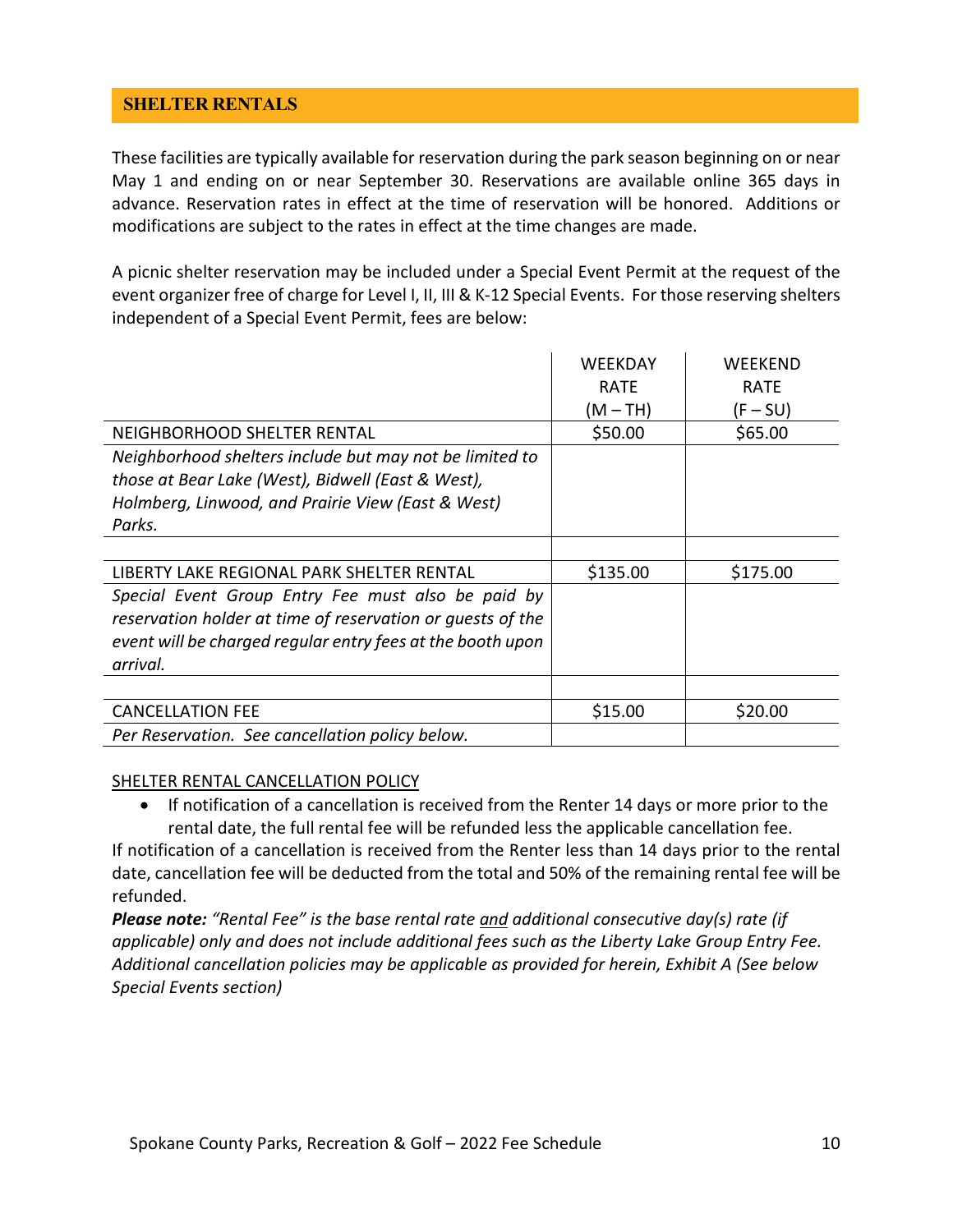## SHELTER RENTALS

These facilities are typically available for reservation during the park season beginning on or near May 1 and ending on or near September 30. Reservations are available online 365 days in advance. Reservation rates in effect at the time of reservation will be honored. Additions or modifications are subject to the rates in effect at the time changes are made.

A picnic shelter reservation may be included under a Special Event Permit at the request of the event organizer free of charge for Level I, II, III & K-12 Special Events. For those reserving shelters independent of a Special Event Permit, fees are below:

| | WEEKDAY RATE (M – TH) | WEEKEND RATE (F – SU) |
|---|---|---|
| NEIGHBORHOOD SHELTER RENTAL | $50.00 | $65.00 |
| *Neighborhood shelters include but may not be limited to those at Bear Lake (West), Bidwell (East & West), Holmberg, Linwood, and Prairie View (East & West) Parks.* | | |
| | | |
| LIBERTY LAKE REGIONAL PARK SHELTER RENTAL | $135.00 | $175.00 |
| *Special Event Group Entry Fee must also be paid by reservation holder at time of reservation or guests of the event will be charged regular entry fees at the booth upon arrival.* | | |
| | | |
| CANCELLATION FEE | $15.00 | $20.00 |
| *Per Reservation. See cancellation policy below.* | | |

SHELTER RENTAL CANCELLATION POLICY

- If notification of a cancellation is received from the Renter 14 days or more prior to the rental date, the full rental fee will be refunded less the applicable cancellation fee.

If notification of a cancellation is received from the Renter less than 14 days prior to the rental date, cancellation fee will be deducted from the total and 50% of the remaining rental fee will be refunded.

***Please note:*** *"Rental Fee" is the base rental rate and additional consecutive day(s) rate (if applicable) only and does not include additional fees such as the Liberty Lake Group Entry Fee. Additional cancellation policies may be applicable as provided for herein, Exhibit A (See below Special Events section)*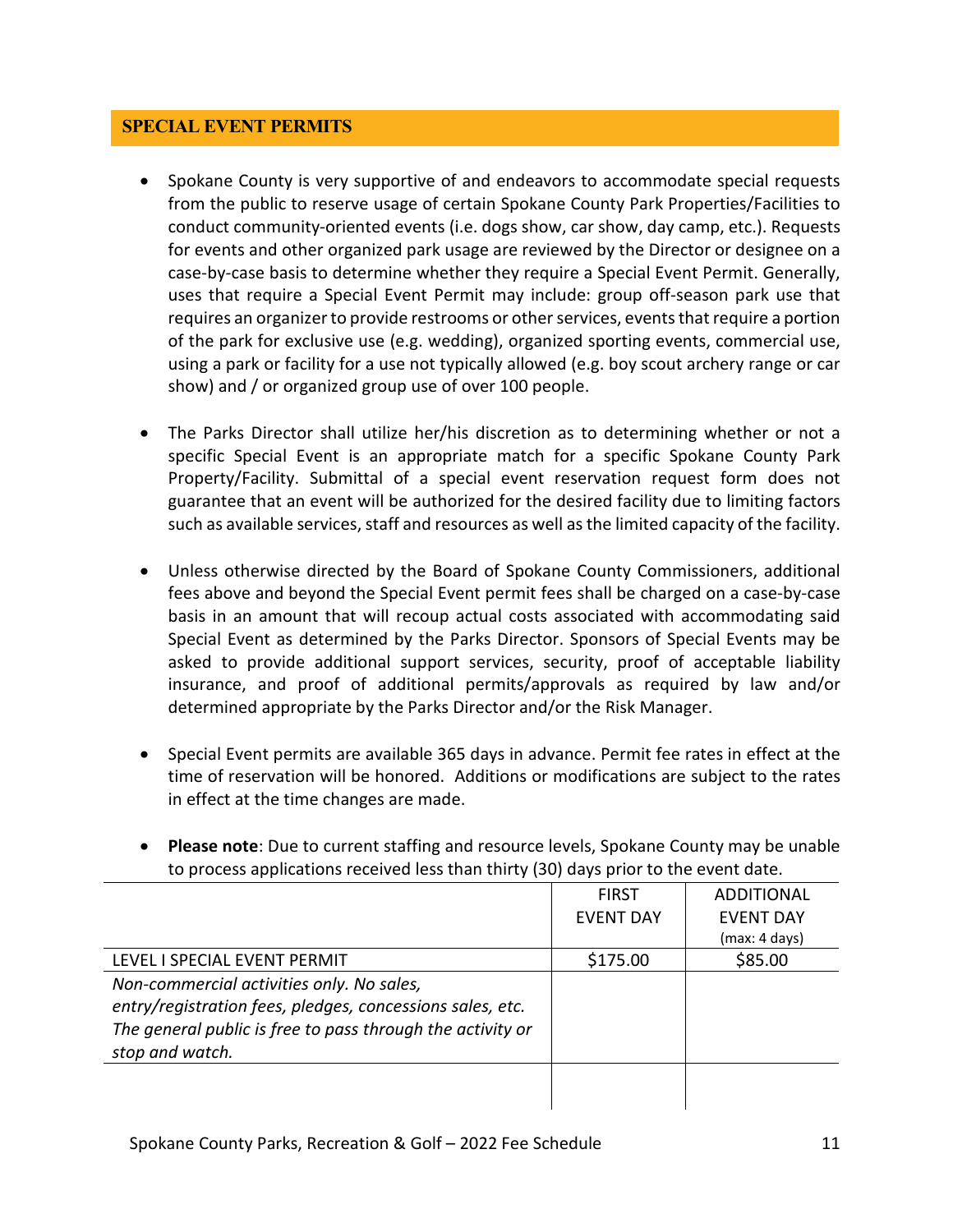## SPECIAL EVENT PERMITS

- Spokane County is very supportive of and endeavors to accommodate special requests from the public to reserve usage of certain Spokane County Park Properties/Facilities to conduct community-oriented events (i.e. dogs show, car show, day camp, etc.). Requests for events and other organized park usage are reviewed by the Director or designee on a case-by-case basis to determine whether they require a Special Event Permit. Generally, uses that require a Special Event Permit may include: group off-season park use that requires an organizer to provide restrooms or other services, events that require a portion of the park for exclusive use (e.g. wedding), organized sporting events, commercial use, using a park or facility for a use not typically allowed (e.g. boy scout archery range or car show) and / or organized group use of over 100 people.

- The Parks Director shall utilize her/his discretion as to determining whether or not a specific Special Event is an appropriate match for a specific Spokane County Park Property/Facility. Submittal of a special event reservation request form does not guarantee that an event will be authorized for the desired facility due to limiting factors such as available services, staff and resources as well as the limited capacity of the facility.

- Unless otherwise directed by the Board of Spokane County Commissioners, additional fees above and beyond the Special Event permit fees shall be charged on a case-by-case basis in an amount that will recoup actual costs associated with accommodating said Special Event as determined by the Parks Director. Sponsors of Special Events may be asked to provide additional support services, security, proof of acceptable liability insurance, and proof of additional permits/approvals as required by law and/or determined appropriate by the Parks Director and/or the Risk Manager.

- Special Event permits are available 365 days in advance. Permit fee rates in effect at the time of reservation will be honored. Additions or modifications are subject to the rates in effect at the time changes are made.

- **Please note**: Due to current staffing and resource levels, Spokane County may be unable to process applications received less than thirty (30) days prior to the event date.

| | FIRST EVENT DAY | ADDITIONAL EVENT DAY (max: 4 days) |
|---|---|---|
| LEVEL I SPECIAL EVENT PERMIT | $175.00 | $85.00 |
| *Non-commercial activities only. No sales, entry/registration fees, pledges, concessions sales, etc. The general public is free to pass through the activity or stop and watch.* | | |
| | | |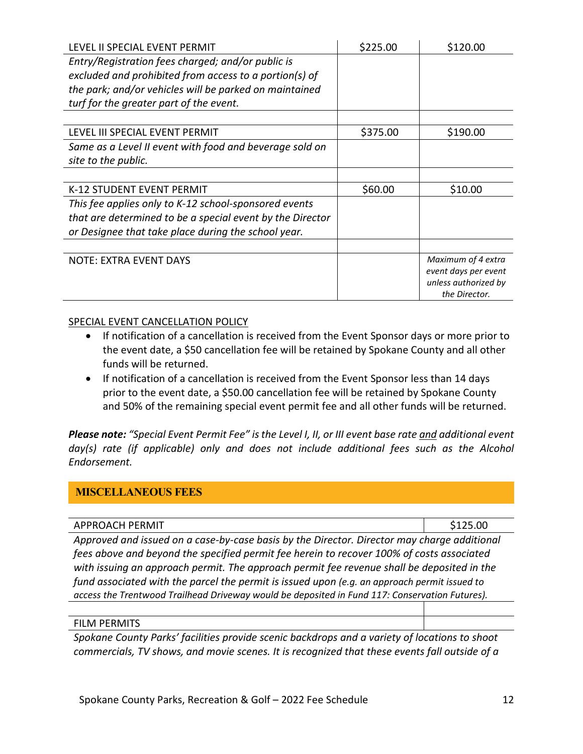| LEVEL II SPECIAL EVENT PERMIT | $225.00 | $120.00 |
|---|---|---|
| *Entry/Registration fees charged; and/or public is excluded and prohibited from access to a portion(s) of the park; and/or vehicles will be parked on maintained turf for the greater part of the event.* | | |
| | | |
| LEVEL III SPECIAL EVENT PERMIT | $375.00 | $190.00 |
| *Same as a Level II event with food and beverage sold on site to the public.* | | |
| | | |
| K-12 STUDENT EVENT PERMIT | $60.00 | $10.00 |
| *This fee applies only to K-12 school-sponsored events that are determined to be a special event by the Director or Designee that take place during the school year.* | | |
| | | |
| NOTE: EXTRA EVENT DAYS | | *Maximum of 4 extra event days per event unless authorized by the Director.* |

SPECIAL EVENT CANCELLATION POLICY

- If notification of a cancellation is received from the Event Sponsor days or more prior to the event date, a $50 cancellation fee will be retained by Spokane County and all other funds will be returned.
- If notification of a cancellation is received from the Event Sponsor less than 14 days prior to the event date, a $50.00 cancellation fee will be retained by Spokane County and 50% of the remaining special event permit fee and all other funds will be returned.

***Please note:*** *"Special Event Permit Fee" is the Level I, II, or III event base rate and additional event day(s) rate (if applicable) only and does not include additional fees such as the Alcohol Endorsement.*

## MISCELLANEOUS FEES

| APPROACH PERMIT | $125.00 |
|---|---|
| *Approved and issued on a case-by-case basis by the Director. Director may charge additional fees above and beyond the specified permit fee herein to recover 100% of costs associated with issuing an approach permit. The approach permit fee revenue shall be deposited in the fund associated with the parcel the permit is issued upon (e.g. an approach permit issued to access the Trentwood Trailhead Driveway would be deposited in Fund 117: Conservation Futures).* | |
| | |
| FILM PERMITS | |

*Spokane County Parks' facilities provide scenic backdrops and a variety of locations to shoot commercials, TV shows, and movie scenes. It is recognized that these events fall outside of a*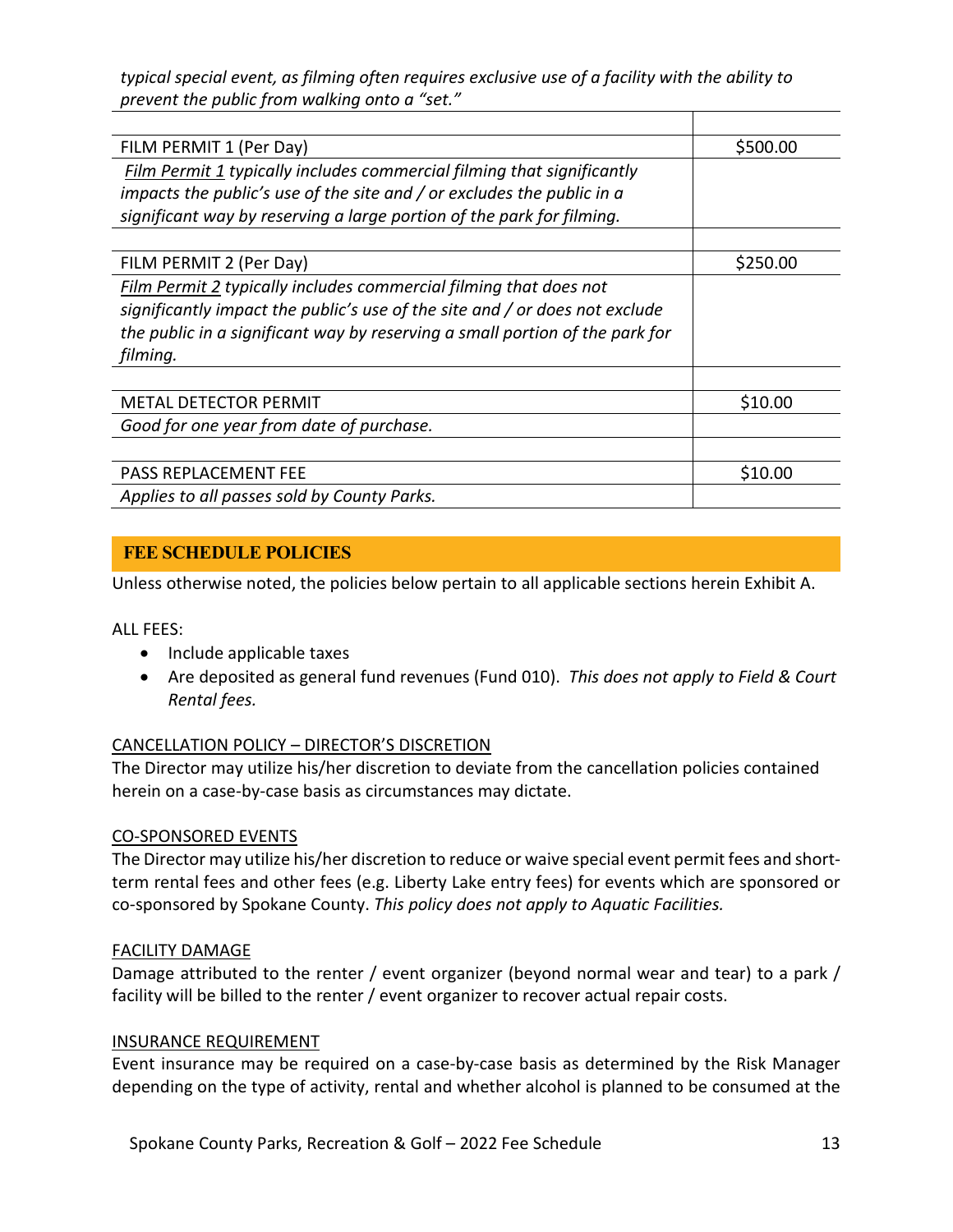*typical special event, as filming often requires exclusive use of a facility with the ability to prevent the public from walking onto a "set."*

| | |
|---|---|
| FILM PERMIT 1 (Per Day) | $500.00 |
| *Film Permit 1 typically includes commercial filming that significantly impacts the public's use of the site and / or excludes the public in a significant way by reserving a large portion of the park for filming.* | |
| | |
| FILM PERMIT 2 (Per Day) | $250.00 |
| *Film Permit 2 typically includes commercial filming that does not significantly impact the public's use of the site and / or does not exclude the public in a significant way by reserving a small portion of the park for filming.* | |
| | |
| METAL DETECTOR PERMIT | $10.00 |
| *Good for one year from date of purchase.* | |
| | |
| PASS REPLACEMENT FEE | $10.00 |
| *Applies to all passes sold by County Parks.* | |

## FEE SCHEDULE POLICIES

Unless otherwise noted, the policies below pertain to all applicable sections herein Exhibit A.

ALL FEES:

- Include applicable taxes
- Are deposited as general fund revenues (Fund 010). *This does not apply to Field & Court Rental fees.*

CANCELLATION POLICY – DIRECTOR'S DISCRETION

The Director may utilize his/her discretion to deviate from the cancellation policies contained herein on a case-by-case basis as circumstances may dictate.

CO-SPONSORED EVENTS

The Director may utilize his/her discretion to reduce or waive special event permit fees and short-term rental fees and other fees (e.g. Liberty Lake entry fees) for events which are sponsored or co-sponsored by Spokane County. *This policy does not apply to Aquatic Facilities.*

FACILITY DAMAGE

Damage attributed to the renter / event organizer (beyond normal wear and tear) to a park / facility will be billed to the renter / event organizer to recover actual repair costs.

INSURANCE REQUIREMENT

Event insurance may be required on a case-by-case basis as determined by the Risk Manager depending on the type of activity, rental and whether alcohol is planned to be consumed at the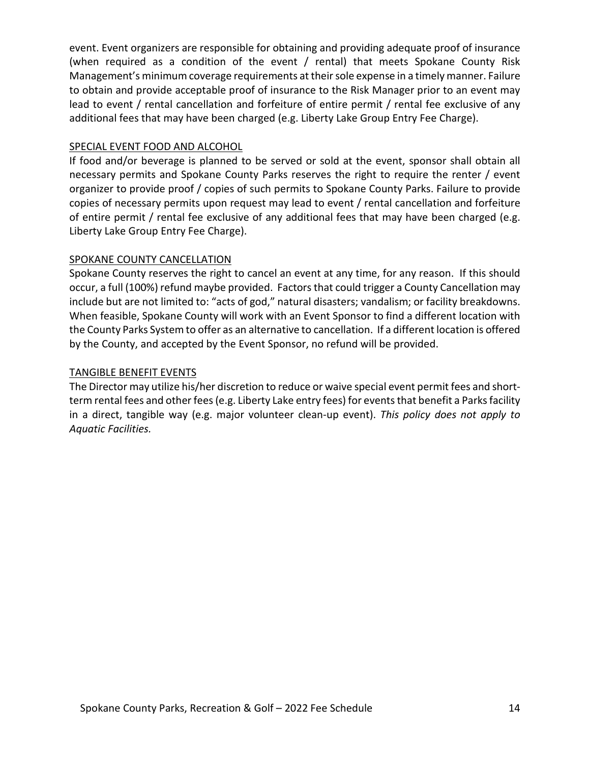event. Event organizers are responsible for obtaining and providing adequate proof of insurance (when required as a condition of the event / rental) that meets Spokane County Risk Management's minimum coverage requirements at their sole expense in a timely manner. Failure to obtain and provide acceptable proof of insurance to the Risk Manager prior to an event may lead to event / rental cancellation and forfeiture of entire permit / rental fee exclusive of any additional fees that may have been charged (e.g. Liberty Lake Group Entry Fee Charge).

SPECIAL EVENT FOOD AND ALCOHOL

If food and/or beverage is planned to be served or sold at the event, sponsor shall obtain all necessary permits and Spokane County Parks reserves the right to require the renter / event organizer to provide proof / copies of such permits to Spokane County Parks. Failure to provide copies of necessary permits upon request may lead to event / rental cancellation and forfeiture of entire permit / rental fee exclusive of any additional fees that may have been charged (e.g. Liberty Lake Group Entry Fee Charge).

SPOKANE COUNTY CANCELLATION

Spokane County reserves the right to cancel an event at any time, for any reason. If this should occur, a full (100%) refund maybe provided. Factors that could trigger a County Cancellation may include but are not limited to: "acts of god," natural disasters; vandalism; or facility breakdowns. When feasible, Spokane County will work with an Event Sponsor to find a different location with the County Parks System to offer as an alternative to cancellation. If a different location is offered by the County, and accepted by the Event Sponsor, no refund will be provided.

TANGIBLE BENEFIT EVENTS

The Director may utilize his/her discretion to reduce or waive special event permit fees and short-term rental fees and other fees (e.g. Liberty Lake entry fees) for events that benefit a Parks facility in a direct, tangible way (e.g. major volunteer clean-up event). *This policy does not apply to Aquatic Facilities.*